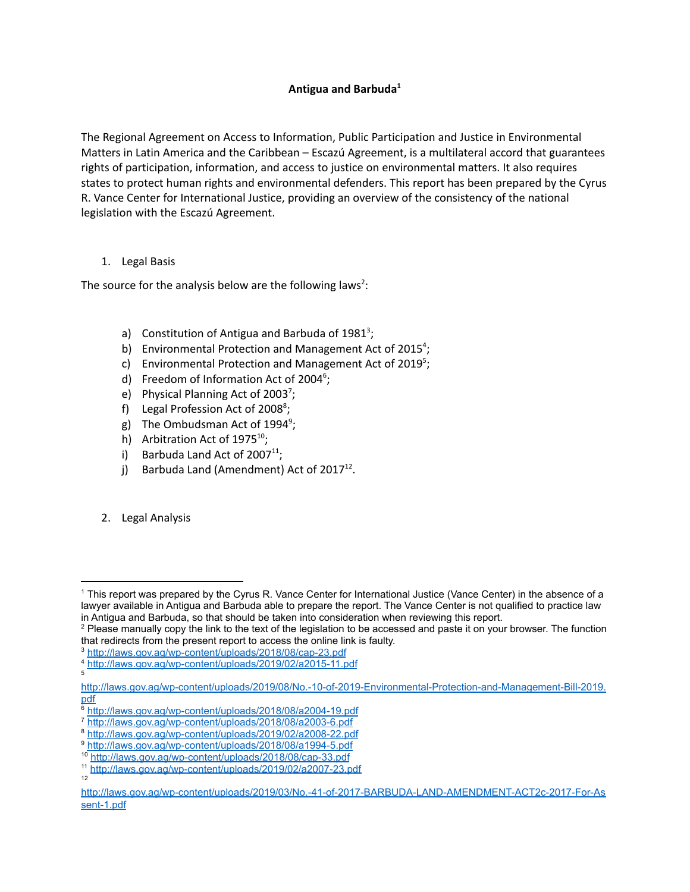# Antigua and Barbuda[1]

The Regional Agreement on Access to Information, Public Participation and Justice in Environmental Matters in Latin America and the Caribbean – Escazú Agreement, is a multilateral accord that guarantees rights of participation, information, and access to justice on environmental matters. It also requires states to protect human rights and environmental defenders. This report has been prepared by the Cyrus R. Vance Center for International Justice, providing an overview of the consistency of the national legislation with the Escazú Agreement.

## 1. Legal Basis

The source for the analysis below are the following laws[2]:

a) Constitution of Antigua and Barbuda of 1981[3];
b) Environmental Protection and Management Act of 2015[4];
c) Environmental Protection and Management Act of 2019[5];
d) Freedom of Information Act of 2004[6];
e) Physical Planning Act of 2003[7];
f) Legal Profession Act of 2008[8];
g) The Ombudsman Act of 1994[9];
h) Arbitration Act of 1975[10];
i) Barbuda Land Act of 2007[11];
j) Barbuda Land (Amendment) Act of 2017[12].

## 2. Legal Analysis

---

[1] This report was prepared by the Cyrus R. Vance Center for International Justice (Vance Center) in the absence of a lawyer available in Antigua and Barbuda able to prepare the report. The Vance Center is not qualified to practice law in Antigua and Barbuda, so that should be taken into consideration when reviewing this report.

[2] Please manually copy the link to the text of the legislation to be accessed and paste it on your browser. The function that redirects from the present report to access the online link is faulty.

[3] http://laws.gov.ag/wp-content/uploads/2018/08/cap-23.pdf

[4] http://laws.gov.ag/wp-content/uploads/2019/02/a2015-11.pdf

[5] http://laws.gov.ag/wp-content/uploads/2019/08/No.-10-of-2019-Environmental-Protection-and-Management-Bill-2019.pdf

[6] http://laws.gov.ag/wp-content/uploads/2018/08/a2004-19.pdf

[7] http://laws.gov.ag/wp-content/uploads/2018/08/a2003-6.pdf

[8] http://laws.gov.ag/wp-content/uploads/2019/02/a2008-22.pdf

[9] http://laws.gov.ag/wp-content/uploads/2018/08/a1994-5.pdf

[10] http://laws.gov.ag/wp-content/uploads/2018/08/cap-33.pdf

[11] http://laws.gov.ag/wp-content/uploads/2019/02/a2007-23.pdf

[12] http://laws.gov.ag/wp-content/uploads/2019/03/No.-41-of-2017-BARBUDA-LAND-AMENDMENT-ACT2c-2017-For-Assent-1.pdf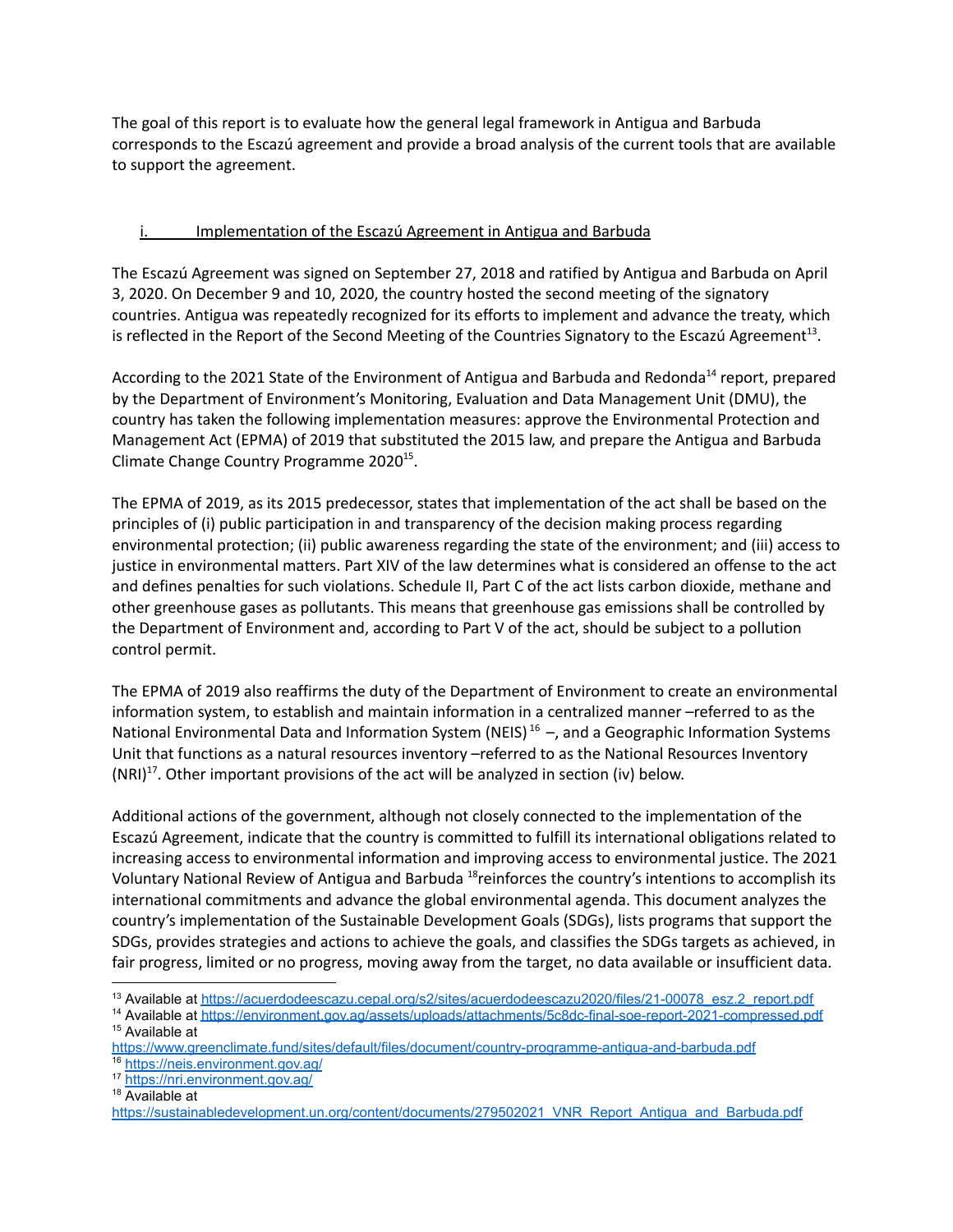The goal of this report is to evaluate how the general legal framework in Antigua and Barbuda corresponds to the Escazú agreement and provide a broad analysis of the current tools that are available to support the agreement.

## i. Implementation of the Escazú Agreement in Antigua and Barbuda

The Escazú Agreement was signed on September 27, 2018 and ratified by Antigua and Barbuda on April 3, 2020. On December 9 and 10, 2020, the country hosted the second meeting of the signatory countries. Antigua was repeatedly recognized for its efforts to implement and advance the treaty, which is reflected in the Report of the Second Meeting of the Countries Signatory to the Escazú Agreement[13].

According to the 2021 State of the Environment of Antigua and Barbuda and Redonda[14] report, prepared by the Department of Environment's Monitoring, Evaluation and Data Management Unit (DMU), the country has taken the following implementation measures: approve the Environmental Protection and Management Act (EPMA) of 2019 that substituted the 2015 law, and prepare the Antigua and Barbuda Climate Change Country Programme 2020[15].

The EPMA of 2019, as its 2015 predecessor, states that implementation of the act shall be based on the principles of (i) public participation in and transparency of the decision making process regarding environmental protection; (ii) public awareness regarding the state of the environment; and (iii) access to justice in environmental matters. Part XIV of the law determines what is considered an offense to the act and defines penalties for such violations. Schedule II, Part C of the act lists carbon dioxide, methane and other greenhouse gases as pollutants. This means that greenhouse gas emissions shall be controlled by the Department of Environment and, according to Part V of the act, should be subject to a pollution control permit.

The EPMA of 2019 also reaffirms the duty of the Department of Environment to create an environmental information system, to establish and maintain information in a centralized manner –referred to as the National Environmental Data and Information System (NEIS)[16] –, and a Geographic Information Systems Unit that functions as a natural resources inventory –referred to as the National Resources Inventory (NRI)[17]. Other important provisions of the act will be analyzed in section (iv) below.

Additional actions of the government, although not closely connected to the implementation of the Escazú Agreement, indicate that the country is committed to fulfill its international obligations related to increasing access to environmental information and improving access to environmental justice. The 2021 Voluntary National Review of Antigua and Barbuda[18] reinforces the country's intentions to accomplish its international commitments and advance the global environmental agenda. This document analyzes the country's implementation of the Sustainable Development Goals (SDGs), lists programs that support the SDGs, provides strategies and actions to achieve the goals, and classifies the SDGs targets as achieved, in fair progress, limited or no progress, moving away from the target, no data available or insufficient data.

---

[13] Available at https://acuerdodeescazu.cepal.org/s2/sites/acuerdodeescazu2020/files/21-00078_esz.2_report.pdf

[14] Available at https://environment.gov.ag/assets/uploads/attachments/5c8dc-final-soe-report-2021-compressed.pdf

[15] Available at https://www.greenclimate.fund/sites/default/files/document/country-programme-antigua-and-barbuda.pdf

[16] https://neis.environment.gov.ag/

[17] https://nri.environment.gov.ag/

[18] Available at https://sustainabledevelopment.un.org/content/documents/279502021_VNR_Report_Antigua_and_Barbuda.pdf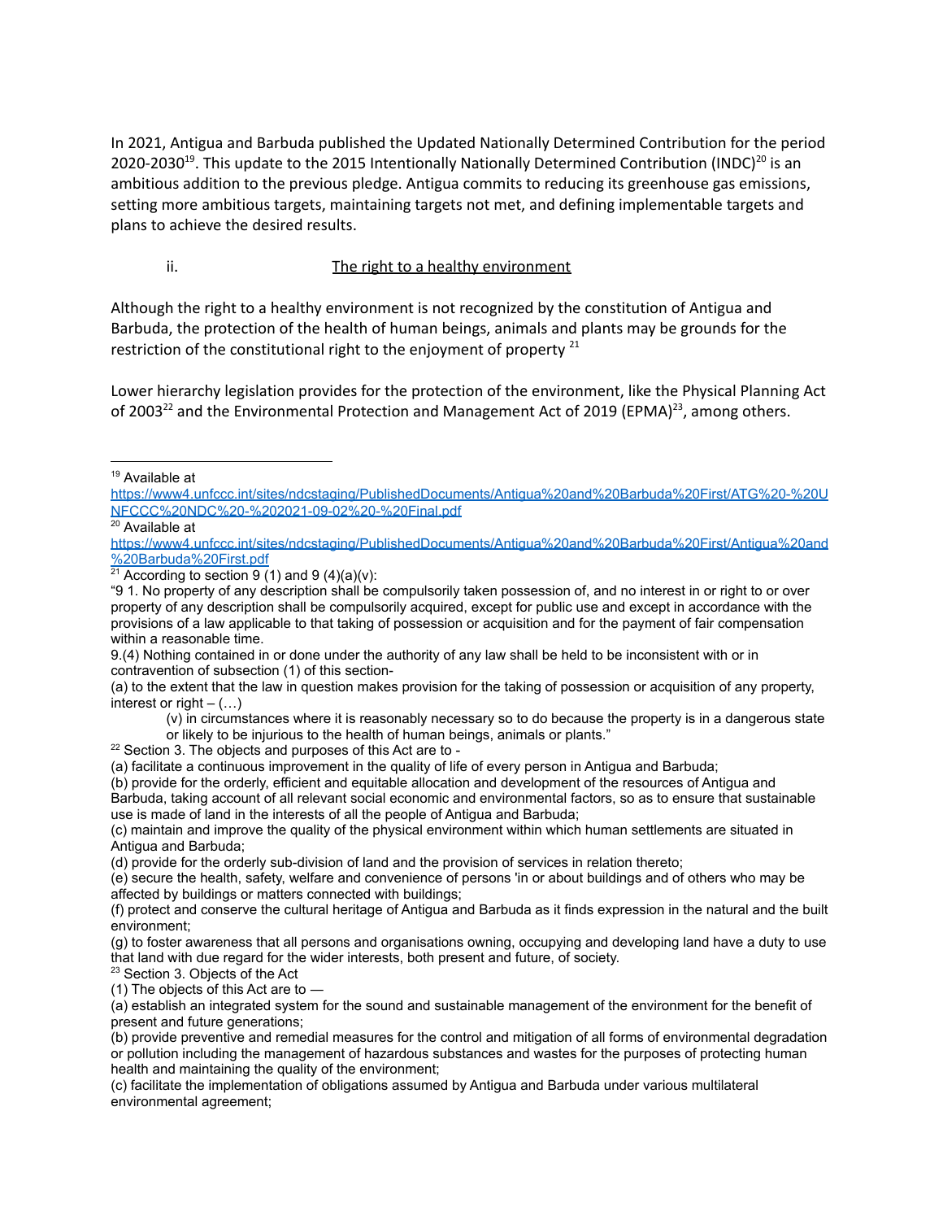In 2021, Antigua and Barbuda published the Updated Nationally Determined Contribution for the period 2020-2030[19]. This update to the 2015 Intentionally Nationally Determined Contribution (INDC)[20] is an ambitious addition to the previous pledge. Antigua commits to reducing its greenhouse gas emissions, setting more ambitious targets, maintaining targets not met, and defining implementable targets and plans to achieve the desired results.

### ii. The right to a healthy environment

Although the right to a healthy environment is not recognized by the constitution of Antigua and Barbuda, the protection of the health of human beings, animals and plants may be grounds for the restriction of the constitutional right to the enjoyment of property [21]

Lower hierarchy legislation provides for the protection of the environment, like the Physical Planning Act of 2003[22] and the Environmental Protection and Management Act of 2019 (EPMA)[23], among others.

---

[19] Available at https://www4.unfccc.int/sites/ndcstaging/PublishedDocuments/Antigua%20and%20Barbuda%20First/ATG%20-%20UNFCCC%20NDC%20-%202021-09-02%20-%20Final.pdf

[20] Available at https://www4.unfccc.int/sites/ndcstaging/PublishedDocuments/Antigua%20and%20Barbuda%20First/Antigua%20and%20Barbuda%20First.pdf

[21] According to section 9 (1) and 9 (4)(a)(v):

"9 1. No property of any description shall be compulsorily taken possession of, and no interest in or right to or over property of any description shall be compulsorily acquired, except for public use and except in accordance with the provisions of a law applicable to that taking of possession or acquisition and for the payment of fair compensation within a reasonable time.

9.(4) Nothing contained in or done under the authority of any law shall be held to be inconsistent with or in contravention of subsection (1) of this section-

(a) to the extent that the law in question makes provision for the taking of possession or acquisition of any property, interest or right – (…)

> (v) in circumstances where it is reasonably necessary so to do because the property is in a dangerous state or likely to be injurious to the health of human beings, animals or plants."

[22] Section 3. The objects and purposes of this Act are to -

(a) facilitate a continuous improvement in the quality of life of every person in Antigua and Barbuda;

(b) provide for the orderly, efficient and equitable allocation and development of the resources of Antigua and Barbuda, taking account of all relevant social economic and environmental factors, so as to ensure that sustainable use is made of land in the interests of all the people of Antigua and Barbuda;

(c) maintain and improve the quality of the physical environment within which human settlements are situated in Antigua and Barbuda;

(d) provide for the orderly sub-division of land and the provision of services in relation thereto;

(e) secure the health, safety, welfare and convenience of persons 'in or about buildings and of others who may be affected by buildings or matters connected with buildings;

(f) protect and conserve the cultural heritage of Antigua and Barbuda as it finds expression in the natural and the built environment;

(g) to foster awareness that all persons and organisations owning, occupying and developing land have a duty to use that land with due regard for the wider interests, both present and future, of society.

[23] Section 3. Objects of the Act

(1) The objects of this Act are to —

(a) establish an integrated system for the sound and sustainable management of the environment for the benefit of present and future generations;

(b) provide preventive and remedial measures for the control and mitigation of all forms of environmental degradation or pollution including the management of hazardous substances and wastes for the purposes of protecting human health and maintaining the quality of the environment;

(c) facilitate the implementation of obligations assumed by Antigua and Barbuda under various multilateral environmental agreement;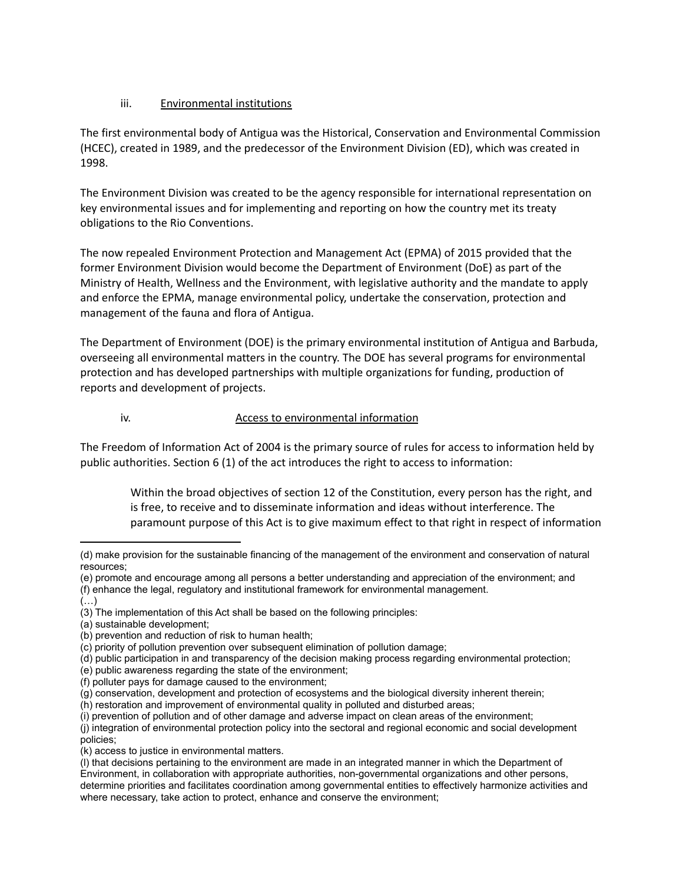### iii. Environmental institutions

The first environmental body of Antigua was the Historical, Conservation and Environmental Commission (HCEC), created in 1989, and the predecessor of the Environment Division (ED), which was created in 1998.

The Environment Division was created to be the agency responsible for international representation on key environmental issues and for implementing and reporting on how the country met its treaty obligations to the Rio Conventions.

The now repealed Environment Protection and Management Act (EPMA) of 2015 provided that the former Environment Division would become the Department of Environment (DoE) as part of the Ministry of Health, Wellness and the Environment, with legislative authority and the mandate to apply and enforce the EPMA, manage environmental policy, undertake the conservation, protection and management of the fauna and flora of Antigua.

The Department of Environment (DOE) is the primary environmental institution of Antigua and Barbuda, overseeing all environmental matters in the country. The DOE has several programs for environmental protection and has developed partnerships with multiple organizations for funding, production of reports and development of projects.

### iv. Access to environmental information

The Freedom of Information Act of 2004 is the primary source of rules for access to information held by public authorities. Section 6 (1) of the act introduces the right to access to information:

> Within the broad objectives of section 12 of the Constitution, every person has the right, and is free, to receive and to disseminate information and ideas without interference. The paramount purpose of this Act is to give maximum effect to that right in respect of information

---

(d) make provision for the sustainable financing of the management of the environment and conservation of natural resources;
(e) promote and encourage among all persons a better understanding and appreciation of the environment; and
(f) enhance the legal, regulatory and institutional framework for environmental management.
(…)
(3) The implementation of this Act shall be based on the following principles:
(a) sustainable development;
(b) prevention and reduction of risk to human health;
(c) priority of pollution prevention over subsequent elimination of pollution damage;
(d) public participation in and transparency of the decision making process regarding environmental protection;
(e) public awareness regarding the state of the environment;
(f) polluter pays for damage caused to the environment;
(g) conservation, development and protection of ecosystems and the biological diversity inherent therein;
(h) restoration and improvement of environmental quality in polluted and disturbed areas;
(i) prevention of pollution and of other damage and adverse impact on clean areas of the environment;
(j) integration of environmental protection policy into the sectoral and regional economic and social development policies;
(k) access to justice in environmental matters.
(l) that decisions pertaining to the environment are made in an integrated manner in which the Department of Environment, in collaboration with appropriate authorities, non-governmental organizations and other persons, determine priorities and facilitates coordination among governmental entities to effectively harmonize activities and where necessary, take action to protect, enhance and conserve the environment;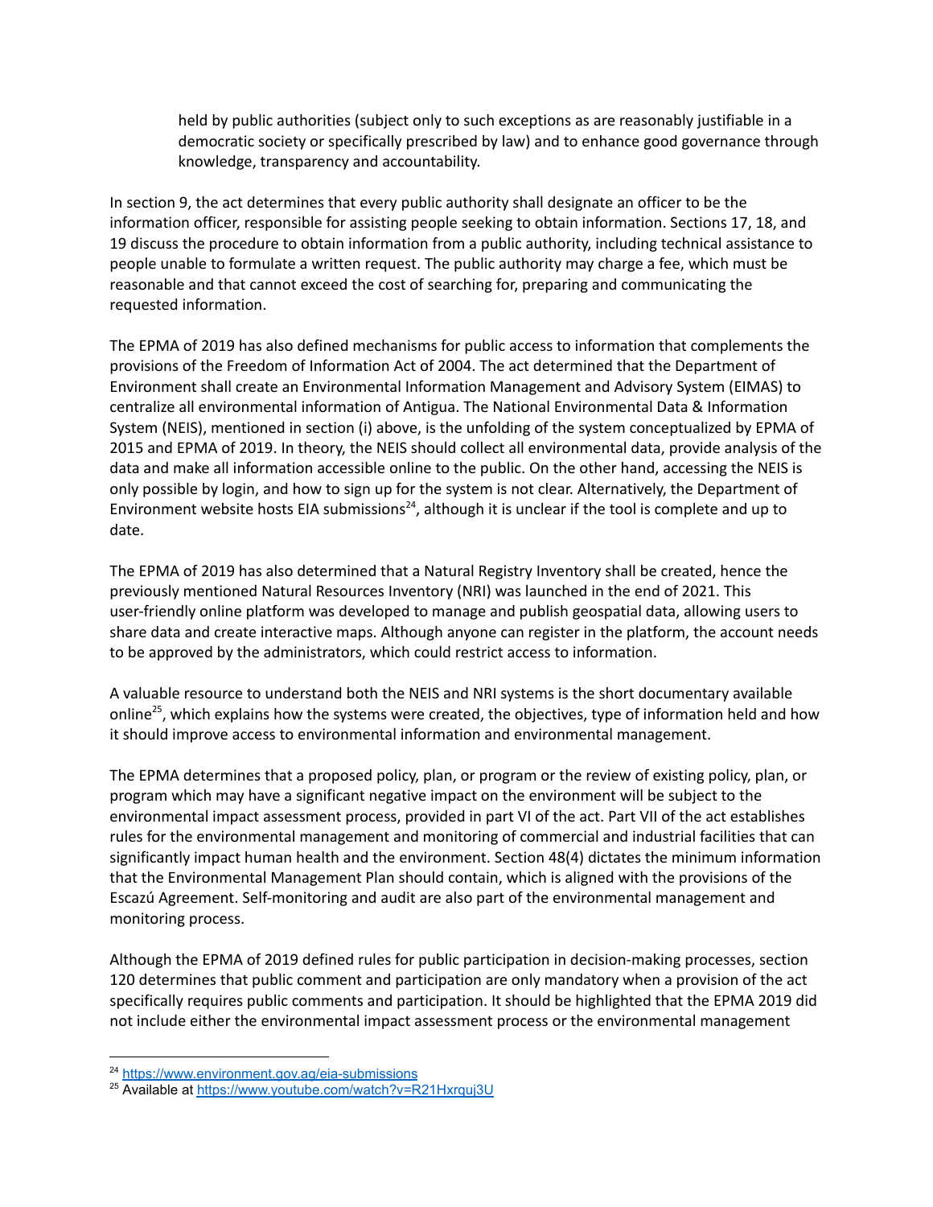> held by public authorities (subject only to such exceptions as are reasonably justifiable in a democratic society or specifically prescribed by law) and to enhance good governance through knowledge, transparency and accountability.

In section 9, the act determines that every public authority shall designate an officer to be the information officer, responsible for assisting people seeking to obtain information. Sections 17, 18, and 19 discuss the procedure to obtain information from a public authority, including technical assistance to people unable to formulate a written request. The public authority may charge a fee, which must be reasonable and that cannot exceed the cost of searching for, preparing and communicating the requested information.

The EPMA of 2019 has also defined mechanisms for public access to information that complements the provisions of the Freedom of Information Act of 2004. The act determined that the Department of Environment shall create an Environmental Information Management and Advisory System (EIMAS) to centralize all environmental information of Antigua. The National Environmental Data & Information System (NEIS), mentioned in section (i) above, is the unfolding of the system conceptualized by EPMA of 2015 and EPMA of 2019. In theory, the NEIS should collect all environmental data, provide analysis of the data and make all information accessible online to the public. On the other hand, accessing the NEIS is only possible by login, and how to sign up for the system is not clear. Alternatively, the Department of Environment website hosts EIA submissions[24], although it is unclear if the tool is complete and up to date.

The EPMA of 2019 has also determined that a Natural Registry Inventory shall be created, hence the previously mentioned Natural Resources Inventory (NRI) was launched in the end of 2021. This user-friendly online platform was developed to manage and publish geospatial data, allowing users to share data and create interactive maps. Although anyone can register in the platform, the account needs to be approved by the administrators, which could restrict access to information.

A valuable resource to understand both the NEIS and NRI systems is the short documentary available online[25], which explains how the systems were created, the objectives, type of information held and how it should improve access to environmental information and environmental management.

The EPMA determines that a proposed policy, plan, or program or the review of existing policy, plan, or program which may have a significant negative impact on the environment will be subject to the environmental impact assessment process, provided in part VI of the act. Part VII of the act establishes rules for the environmental management and monitoring of commercial and industrial facilities that can significantly impact human health and the environment. Section 48(4) dictates the minimum information that the Environmental Management Plan should contain, which is aligned with the provisions of the Escazú Agreement. Self-monitoring and audit are also part of the environmental management and monitoring process.

Although the EPMA of 2019 defined rules for public participation in decision-making processes, section 120 determines that public comment and participation are only mandatory when a provision of the act specifically requires public comments and participation. It should be highlighted that the EPMA 2019 did not include either the environmental impact assessment process or the environmental management

---

[24] https://www.environment.gov.ag/eia-submissions

[25] Available at https://www.youtube.com/watch?v=R21Hxrquj3U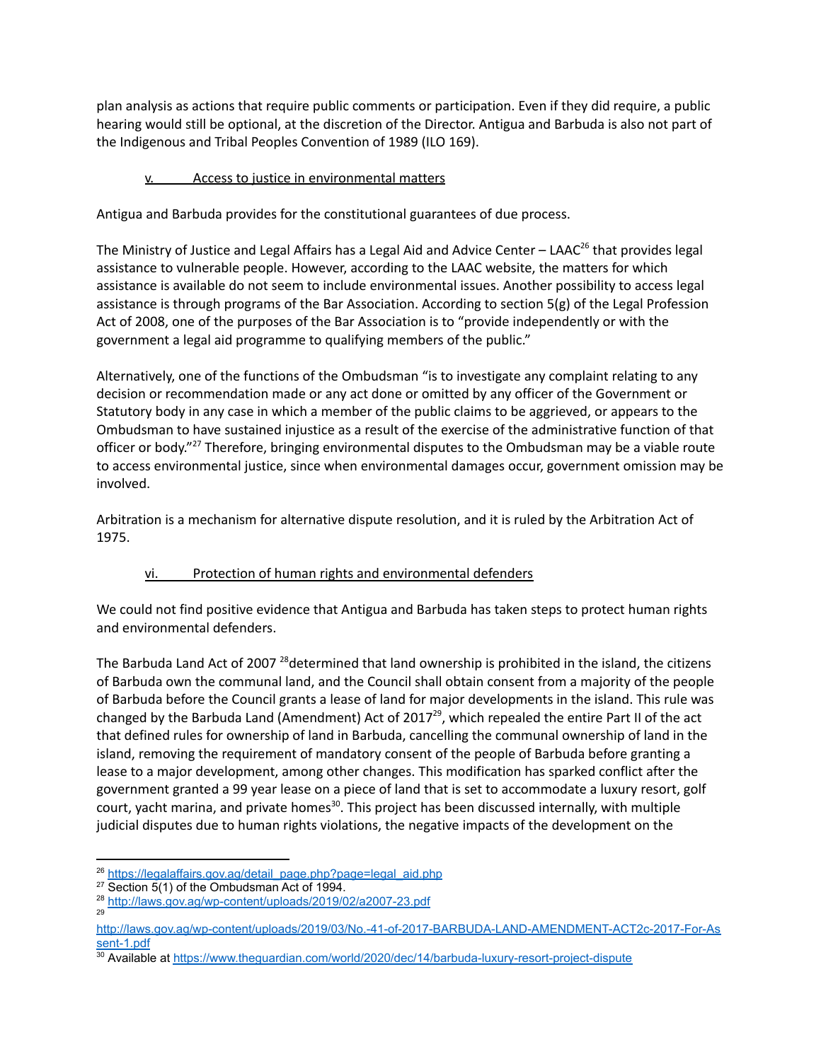plan analysis as actions that require public comments or participation. Even if they did require, a public hearing would still be optional, at the discretion of the Director. Antigua and Barbuda is also not part of the Indigenous and Tribal Peoples Convention of 1989 (ILO 169).

### v. Access to justice in environmental matters

Antigua and Barbuda provides for the constitutional guarantees of due process.

The Ministry of Justice and Legal Affairs has a Legal Aid and Advice Center – LAAC[26] that provides legal assistance to vulnerable people. However, according to the LAAC website, the matters for which assistance is available do not seem to include environmental issues. Another possibility to access legal assistance is through programs of the Bar Association. According to section 5(g) of the Legal Profession Act of 2008, one of the purposes of the Bar Association is to "provide independently or with the government a legal aid programme to qualifying members of the public."

Alternatively, one of the functions of the Ombudsman "is to investigate any complaint relating to any decision or recommendation made or any act done or omitted by any officer of the Government or Statutory body in any case in which a member of the public claims to be aggrieved, or appears to the Ombudsman to have sustained injustice as a result of the exercise of the administrative function of that officer or body."[27] Therefore, bringing environmental disputes to the Ombudsman may be a viable route to access environmental justice, since when environmental damages occur, government omission may be involved.

Arbitration is a mechanism for alternative dispute resolution, and it is ruled by the Arbitration Act of 1975.

### vi. Protection of human rights and environmental defenders

We could not find positive evidence that Antigua and Barbuda has taken steps to protect human rights and environmental defenders.

The Barbuda Land Act of 2007 [28]determined that land ownership is prohibited in the island, the citizens of Barbuda own the communal land, and the Council shall obtain consent from a majority of the people of Barbuda before the Council grants a lease of land for major developments in the island. This rule was changed by the Barbuda Land (Amendment) Act of 2017[29], which repealed the entire Part II of the act that defined rules for ownership of land in Barbuda, cancelling the communal ownership of land in the island, removing the requirement of mandatory consent of the people of Barbuda before granting a lease to a major development, among other changes. This modification has sparked conflict after the government granted a 99 year lease on a piece of land that is set to accommodate a luxury resort, golf court, yacht marina, and private homes[30]. This project has been discussed internally, with multiple judicial disputes due to human rights violations, the negative impacts of the development on the

---

[26] https://legalaffairs.gov.ag/detail_page.php?page=legal_aid.php

[27] Section 5(1) of the Ombudsman Act of 1994.

[28] http://laws.gov.ag/wp-content/uploads/2019/02/a2007-23.pdf

[29] http://laws.gov.ag/wp-content/uploads/2019/03/No.-41-of-2017-BARBUDA-LAND-AMENDMENT-ACT2c-2017-For-Assent-1.pdf

[30] Available at https://www.theguardian.com/world/2020/dec/14/barbuda-luxury-resort-project-dispute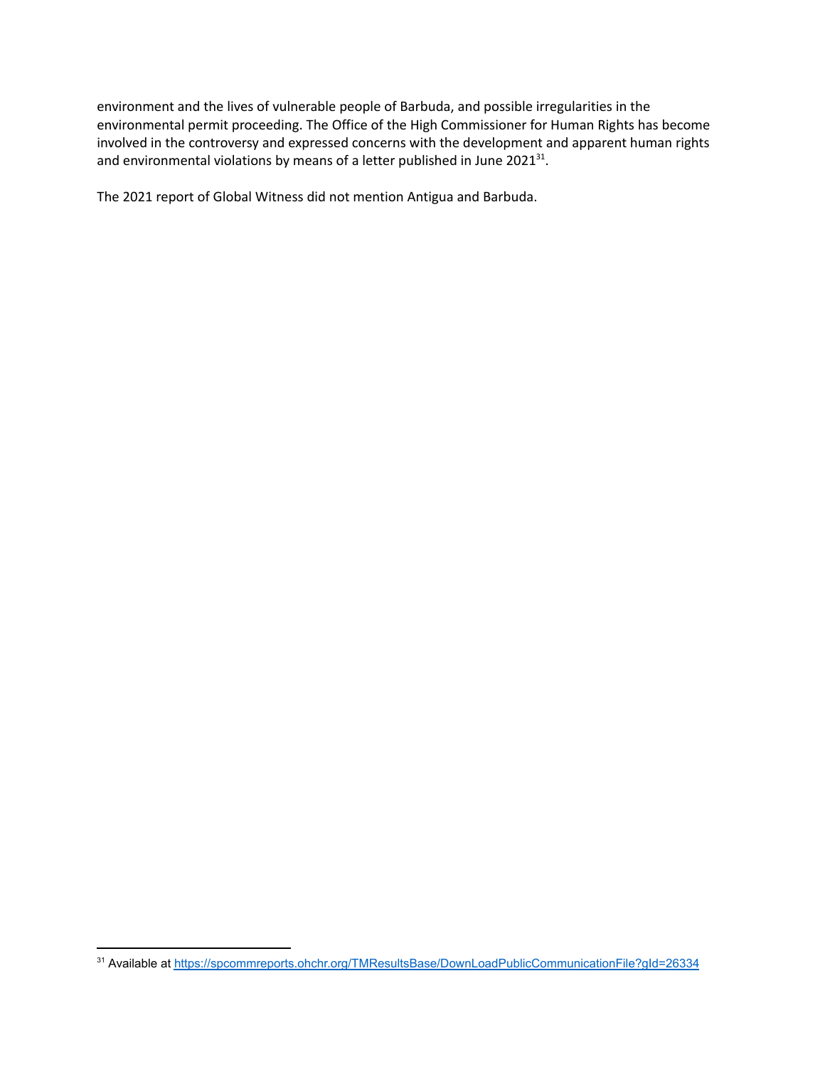environment and the lives of vulnerable people of Barbuda, and possible irregularities in the environmental permit proceeding. The Office of the High Commissioner for Human Rights has become involved in the controversy and expressed concerns with the development and apparent human rights and environmental violations by means of a letter published in June 2021[31].

The 2021 report of Global Witness did not mention Antigua and Barbuda.

---

[31] Available at https://spcommreports.ohchr.org/TMResultsBase/DownLoadPublicCommunicationFile?gId=26334